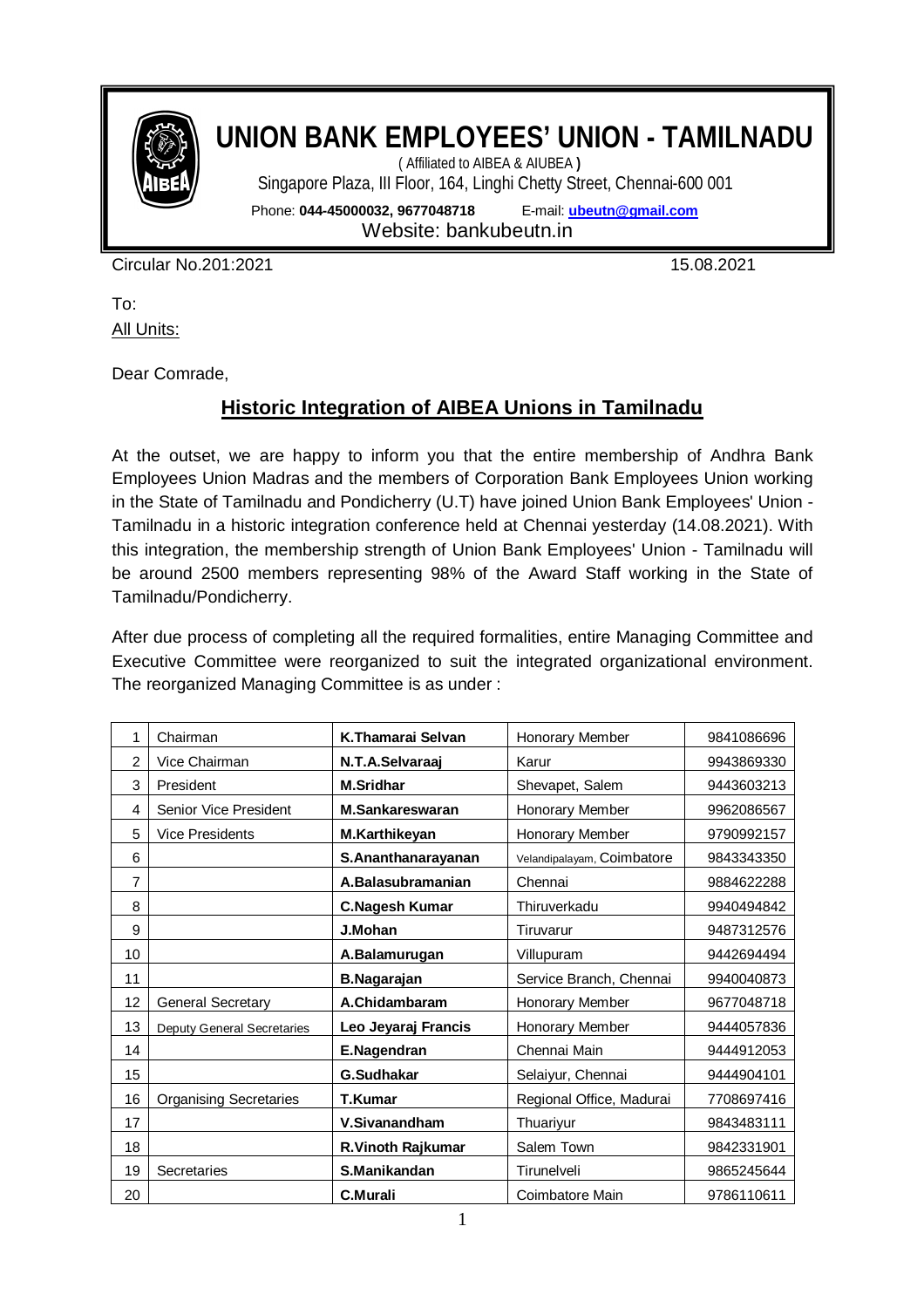# UNION BANK EMPLOYEES' UNION - TAMILNADU

( Affiliated to AIBEA & AIUBEA )

Singapore Plaza, III Floor, 164, Linghi Chetty Street, Chennai-600 001

Phone: **044-45000032, 9677048718** E-mail: **ubeutn@gmail.com**

Website: bankubeutn.in

Circular No.201:2021 15.08.2021

To:

All Units:

Dear Comrade,

## Historic Integration of AIBEA Unions in Tamilnadu

At the outset, we are happy to inform you that the entire membership of Andhra Bank Employees Union Madras and the members of Corporation Bank Employees Union working in the State of Tamilnadu and Pondicherry (U.T) have joined Union Bank Employees' Union - Tamilnadu in a historic integration conference held at Chennai yesterday (14.08.2021). With this integration, the membership strength of Union Bank Employees' Union - Tamilnadu will be around 2500 members representing 98% of the Award Staff working in the State of Tamilnadu/Pondicherry.

After due process of completing all the required formalities, entire Managing Committee and Executive Committee were reorganized to suit the integrated organizational environment. The reorganized Managing Committee is as under :

| | | | | |
|---|---|---|---|---|
| 1 | Chairman | **K.Thamarai Selvan** | Honorary Member | 9841086696 |
| 2 | Vice Chairman | **N.T.A.Selvaraaj** | Karur | 9943869330 |
| 3 | President | **M.Sridhar** | Shevapet, Salem | 9443603213 |
| 4 | Senior Vice President | **M.Sankareswaran** | Honorary Member | 9962086567 |
| 5 | Vice Presidents | **M.Karthikeyan** | Honorary Member | 9790992157 |
| 6 | | **S.Ananthanarayanan** | Velandipalayam, Coimbatore | 9843343350 |
| 7 | | **A.Balasubramanian** | Chennai | 9884622288 |
| 8 | | **C.Nagesh Kumar** | Thiruverkadu | 9940494842 |
| 9 | | **J.Mohan** | Tiruvarur | 9487312576 |
| 10 | | **A.Balamurugan** | Villupuram | 9442694494 |
| 11 | | **B.Nagarajan** | Service Branch, Chennai | 9940040873 |
| 12 | General Secretary | **A.Chidambaram** | Honorary Member | 9677048718 |
| 13 | Deputy General Secretaries | **Leo Jeyaraj Francis** | Honorary Member | 9444057836 |
| 14 | | **E.Nagendran** | Chennai Main | 9444912053 |
| 15 | | **G.Sudhakar** | Selaiyur, Chennai | 9444904101 |
| 16 | Organising Secretaries | **T.Kumar** | Regional Office, Madurai | 7708697416 |
| 17 | | **V.Sivanandham** | Thuariyur | 9843483111 |
| 18 | | **R.Vinoth Rajkumar** | Salem Town | 9842331901 |
| 19 | Secretaries | **S.Manikandan** | Tirunelveli | 9865245644 |
| 20 | | **C.Murali** | Coimbatore Main | 9786110611 |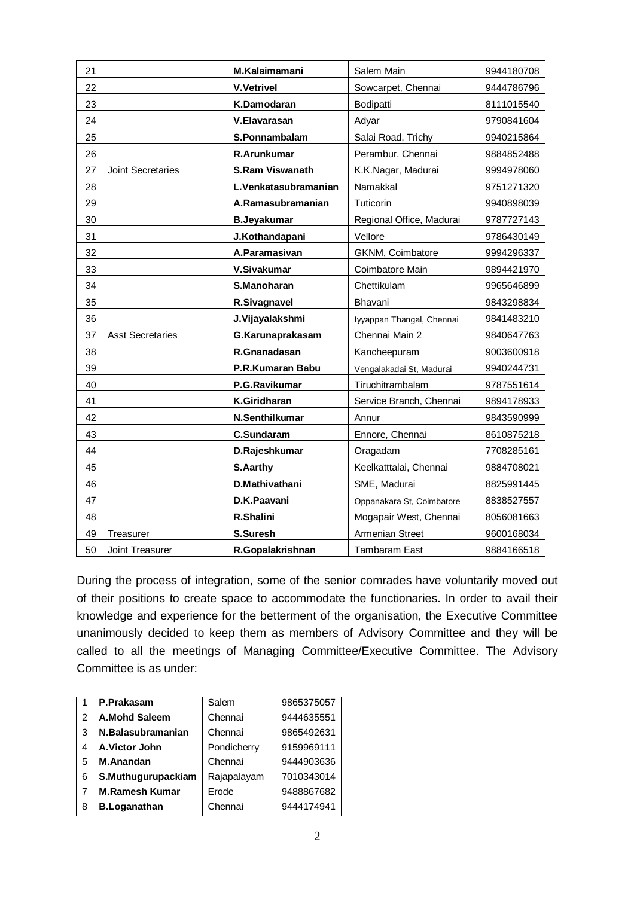| 21 | | **M.Kalaimamani** | Salem Main | 9944180708 |
|---|---|---|---|---|
| 22 | | **V.Vetrivel** | Sowcarpet, Chennai | 9444786796 |
| 23 | | **K.Damodaran** | Bodipatti | 8111015540 |
| 24 | | **V.Elavarasan** | Adyar | 9790841604 |
| 25 | | **S.Ponnambalam** | Salai Road, Trichy | 9940215864 |
| 26 | | **R.Arunkumar** | Perambur, Chennai | 9884852488 |
| 27 | Joint Secretaries | **S.Ram Viswanath** | K.K.Nagar, Madurai | 9994978060 |
| 28 | | **L.Venkatasubramanian** | Namakkal | 9751271320 |
| 29 | | **A.Ramasubramanian** | Tuticorin | 9940898039 |
| 30 | | **B.Jeyakumar** | Regional Office, Madurai | 9787727143 |
| 31 | | **J.Kothandapani** | Vellore | 9786430149 |
| 32 | | **A.Paramasivan** | GKNM, Coimbatore | 9994296337 |
| 33 | | **V.Sivakumar** | Coimbatore Main | 9894421970 |
| 34 | | **S.Manoharan** | Chettikulam | 9965646899 |
| 35 | | **R.Sivagnavel** | Bhavani | 9843298834 |
| 36 | | **J.Vijayalakshmi** | Iyyappan Thangal, Chennai | 9841483210 |
| 37 | Asst Secretaries | **G.Karunaprakasam** | Chennai Main 2 | 9840647763 |
| 38 | | **R.Gnanadasan** | Kancheepuram | 9003600918 |
| 39 | | **P.R.Kumaran Babu** | Vengalakadai St, Madurai | 9940244731 |
| 40 | | **P.G.Ravikumar** | Tiruchitrambalam | 9787551614 |
| 41 | | **K.Giridharan** | Service Branch, Chennai | 9894178933 |
| 42 | | **N.Senthilkumar** | Annur | 9843590999 |
| 43 | | **C.Sundaram** | Ennore, Chennai | 8610875218 |
| 44 | | **D.Rajeshkumar** | Oragadam | 7708285161 |
| 45 | | **S.Aarthy** | Keelkatttalai, Chennai | 9884708021 |
| 46 | | **D.Mathivathani** | SME, Madurai | 8825991445 |
| 47 | | **D.K.Paavani** | Oppanakara St, Coimbatore | 8838527557 |
| 48 | | **R.Shalini** | Mogapair West, Chennai | 8056081663 |
| 49 | Treasurer | **S.Suresh** | Armenian Street | 9600168034 |
| 50 | Joint Treasurer | **R.Gopalakrishnan** | Tambaram East | 9884166518 |

During the process of integration, some of the senior comrades have voluntarily moved out of their positions to create space to accommodate the functionaries. In order to avail their knowledge and experience for the betterment of the organisation, the Executive Committee unanimously decided to keep them as members of Advisory Committee and they will be called to all the meetings of Managing Committee/Executive Committee. The Advisory Committee is as under:

| 1 | **P.Prakasam** | Salem | 9865375057 |
|---|---|---|---|
| 2 | **A.Mohd Saleem** | Chennai | 9444635551 |
| 3 | **N.Balasubramanian** | Chennai | 9865492631 |
| 4 | **A.Victor John** | Pondicherry | 9159969111 |
| 5 | **M.Anandan** | Chennai | 9444903636 |
| 6 | **S.Muthugurupackiam** | Rajapalayam | 7010343014 |
| 7 | **M.Ramesh Kumar** | Erode | 9488867682 |
| 8 | **B.Loganathan** | Chennai | 9444174941 |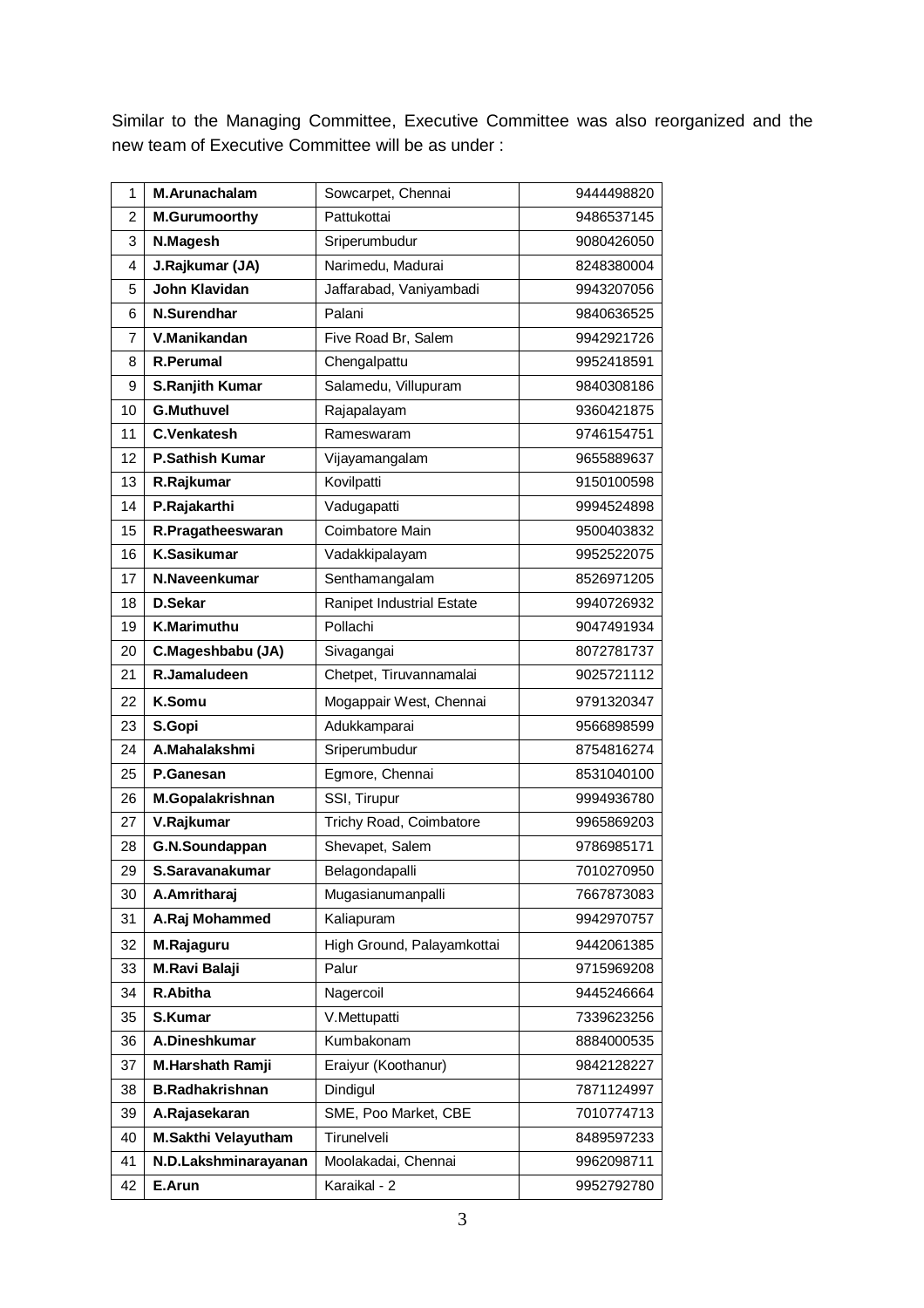Similar to the Managing Committee, Executive Committee was also reorganized and the new team of Executive Committee will be as under :

| | | | |
|---|---|---|---|
| 1 | **M.Arunachalam** | Sowcarpet, Chennai | 9444498820 |
| 2 | **M.Gurumoorthy** | Pattukottai | 9486537145 |
| 3 | **N.Magesh** | Sriperumbudur | 9080426050 |
| 4 | **J.Rajkumar (JA)** | Narimedu, Madurai | 8248380004 |
| 5 | **John Klavidan** | Jaffarabad, Vaniyambadi | 9943207056 |
| 6 | **N.Surendhar** | Palani | 9840636525 |
| 7 | **V.Manikandan** | Five Road Br, Salem | 9942921726 |
| 8 | **R.Perumal** | Chengalpattu | 9952418591 |
| 9 | **S.Ranjith Kumar** | Salamedu, Villupuram | 9840308186 |
| 10 | **G.Muthuvel** | Rajapalayam | 9360421875 |
| 11 | **C.Venkatesh** | Rameswaram | 9746154751 |
| 12 | **P.Sathish Kumar** | Vijayamangalam | 9655889637 |
| 13 | **R.Rajkumar** | Kovilpatti | 9150100598 |
| 14 | **P.Rajakarthi** | Vadugapatti | 9994524898 |
| 15 | **R.Pragatheeswaran** | Coimbatore Main | 9500403832 |
| 16 | **K.Sasikumar** | Vadakkipalayam | 9952522075 |
| 17 | **N.Naveenkumar** | Senthamangalam | 8526971205 |
| 18 | **D.Sekar** | Ranipet Industrial Estate | 9940726932 |
| 19 | **K.Marimuthu** | Pollachi | 9047491934 |
| 20 | **C.Mageshbabu (JA)** | Sivagangai | 8072781737 |
| 21 | **R.Jamaludeen** | Chetpet, Tiruvannamalai | 9025721112 |
| 22 | **K.Somu** | Mogappair West, Chennai | 9791320347 |
| 23 | **S.Gopi** | Adukkamparai | 9566898599 |
| 24 | **A.Mahalakshmi** | Sriperumbudur | 8754816274 |
| 25 | **P.Ganesan** | Egmore, Chennai | 8531040100 |
| 26 | **M.Gopalakrishnan** | SSI, Tirupur | 9994936780 |
| 27 | **V.Rajkumar** | Trichy Road, Coimbatore | 9965869203 |
| 28 | **G.N.Soundappan** | Shevapet, Salem | 9786985171 |
| 29 | **S.Saravanakumar** | Belagondapalli | 7010270950 |
| 30 | **A.Amritharaj** | Mugasianumanpalli | 7667873083 |
| 31 | **A.Raj Mohammed** | Kaliapuram | 9942970757 |
| 32 | **M.Rajaguru** | High Ground, Palayamkottai | 9442061385 |
| 33 | **M.Ravi Balaji** | Palur | 9715969208 |
| 34 | **R.Abitha** | Nagercoil | 9445246664 |
| 35 | **S.Kumar** | V.Mettupatti | 7339623256 |
| 36 | **A.Dineshkumar** | Kumbakonam | 8884000535 |
| 37 | **M.Harshath Ramji** | Eraiyur (Koothanur) | 9842128227 |
| 38 | **B.Radhakrishnan** | Dindigul | 7871124997 |
| 39 | **A.Rajasekaran** | SME, Poo Market, CBE | 7010774713 |
| 40 | **M.Sakthi Velayutham** | Tirunelveli | 8489597233 |
| 41 | **N.D.Lakshminarayanan** | Moolakadai, Chennai | 9962098711 |
| 42 | **E.Arun** | Karaikal - 2 | 9952792780 |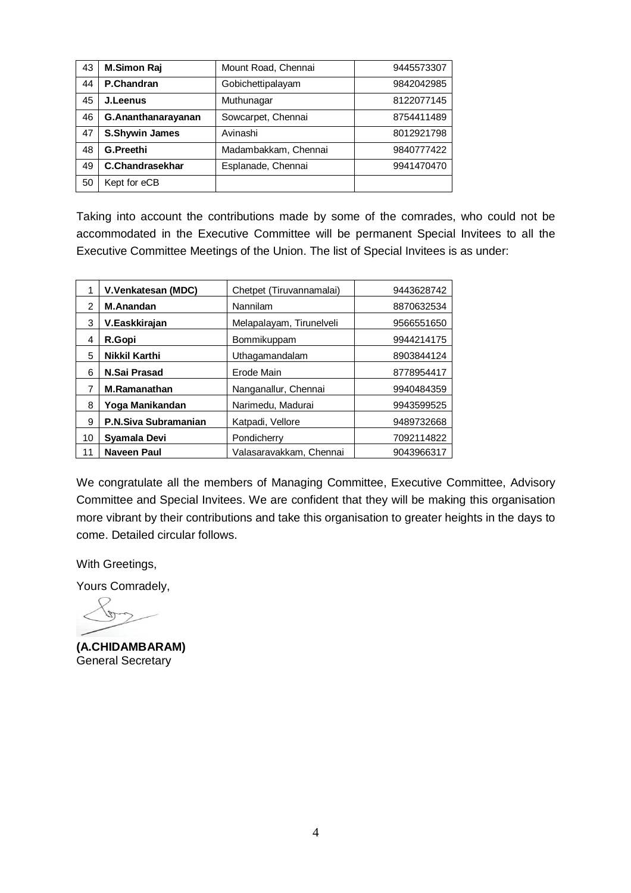| | | | |
|---|---|---|---|
| 43 | **M.Simon Raj** | Mount Road, Chennai | 9445573307 |
| 44 | **P.Chandran** | Gobichettipalayam | 9842042985 |
| 45 | **J.Leenus** | Muthunagar | 8122077145 |
| 46 | **G.Ananthanarayanan** | Sowcarpet, Chennai | 8754411489 |
| 47 | **S.Shywin James** | Avinashi | 8012921798 |
| 48 | **G.Preethi** | Madambakkam, Chennai | 9840777422 |
| 49 | **C.Chandrasekhar** | Esplanade, Chennai | 9941470470 |
| 50 | Kept for eCB | | |

Taking into account the contributions made by some of the comrades, who could not be accommodated in the Executive Committee will be permanent Special Invitees to all the Executive Committee Meetings of the Union. The list of Special Invitees is as under:

| | | | |
|---|---|---|---|
| 1 | **V.Venkatesan (MDC)** | Chetpet (Tiruvannamalai) | 9443628742 |
| 2 | **M.Anandan** | Nannilam | 8870632534 |
| 3 | **V.Easkkirajan** | Melapalayam, Tirunelveli | 9566551650 |
| 4 | **R.Gopi** | Bommikuppam | 9944214175 |
| 5 | **Nikkil Karthi** | Uthagamandalam | 8903844124 |
| 6 | **N.Sai Prasad** | Erode Main | 8778954417 |
| 7 | **M.Ramanathan** | Nanganallur, Chennai | 9940484359 |
| 8 | **Yoga Manikandan** | Narimedu, Madurai | 9943599525 |
| 9 | **P.N.Siva Subramanian** | Katpadi, Vellore | 9489732668 |
| 10 | **Syamala Devi** | Pondicherry | 7092114822 |
| 11 | **Naveen Paul** | Valasaravakkam, Chennai | 9043966317 |

We congratulate all the members of Managing Committee, Executive Committee, Advisory Committee and Special Invitees. We are confident that they will be making this organisation more vibrant by their contributions and take this organisation to greater heights in the days to come. Detailed circular follows.

With Greetings,

Yours Comradely,

**(A.CHIDAMBARAM)**
General Secretary